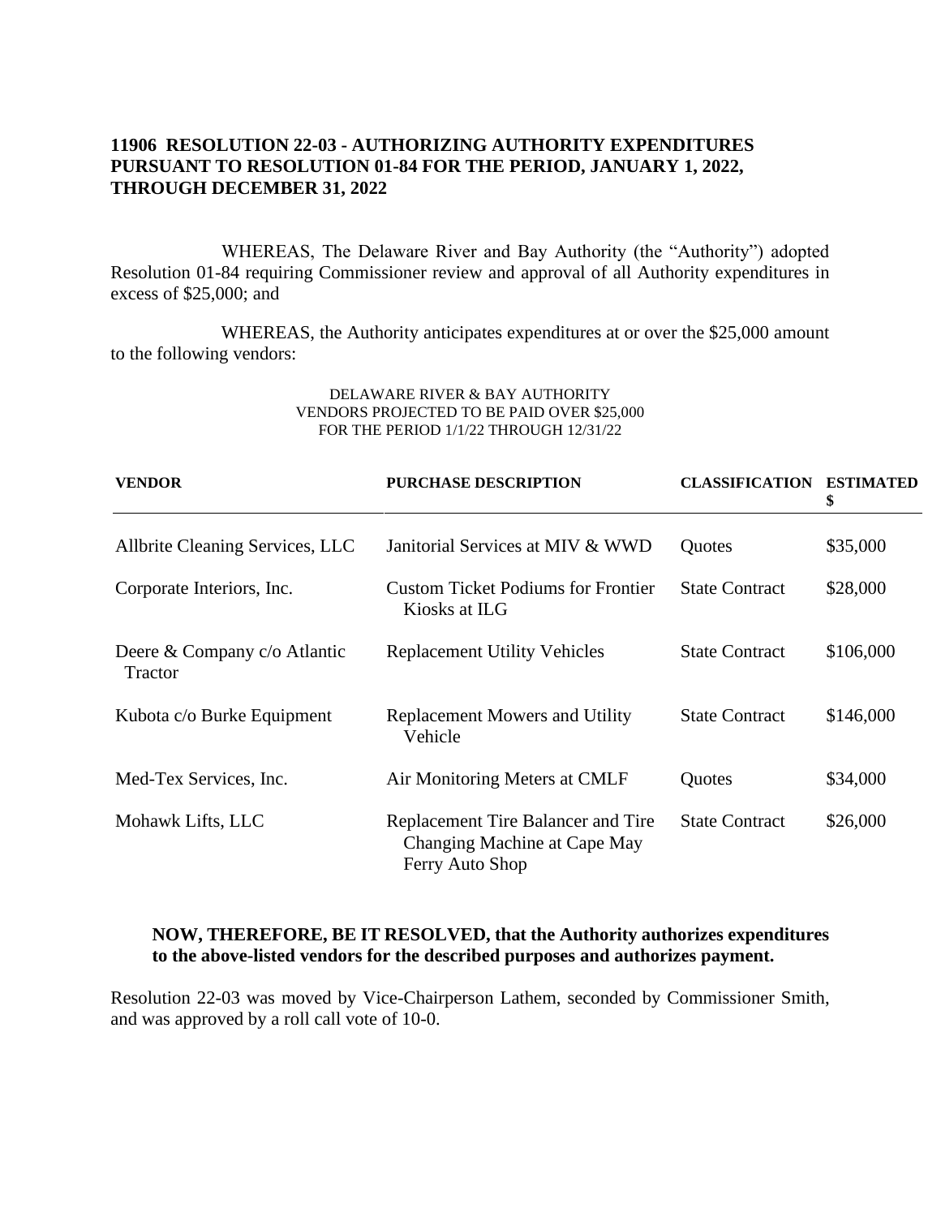## 11906 RESOLUTION 22-03 - AUTHORIZING AUTHORITY EXPENDITURES PURSUANT TO RESOLUTION 01-84 FOR THE PERIOD, JANUARY 1, 2022, THROUGH DECEMBER 31, 2022

WHEREAS, The Delaware River and Bay Authority (the "Authority") adopted Resolution 01-84 requiring Commissioner review and approval of all Authority expenditures in excess of $25,000; and

WHEREAS, the Authority anticipates expenditures at or over the $25,000 amount to the following vendors:

DELAWARE RIVER & BAY AUTHORITY
VENDORS PROJECTED TO BE PAID OVER $25,000
FOR THE PERIOD 1/1/22 THROUGH 12/31/22

| VENDOR | PURCHASE DESCRIPTION | CLASSIFICATION | ESTIMATED $ |
|---|---|---|---|
| Allbrite Cleaning Services, LLC | Janitorial Services at MIV & WWD | Quotes | $35,000 |
| Corporate Interiors, Inc. | Custom Ticket Podiums for Frontier Kiosks at ILG | State Contract | $28,000 |
| Deere & Company c/o Atlantic Tractor | Replacement Utility Vehicles | State Contract | $106,000 |
| Kubota c/o Burke Equipment | Replacement Mowers and Utility Vehicle | State Contract | $146,000 |
| Med-Tex Services, Inc. | Air Monitoring Meters at CMLF | Quotes | $34,000 |
| Mohawk Lifts, LLC | Replacement Tire Balancer and Tire Changing Machine at Cape May Ferry Auto Shop | State Contract | $26,000 |

**NOW, THEREFORE, BE IT RESOLVED, that the Authority authorizes expenditures to the above-listed vendors for the described purposes and authorizes payment.**

Resolution 22-03 was moved by Vice-Chairperson Lathem, seconded by Commissioner Smith, and was approved by a roll call vote of 10-0.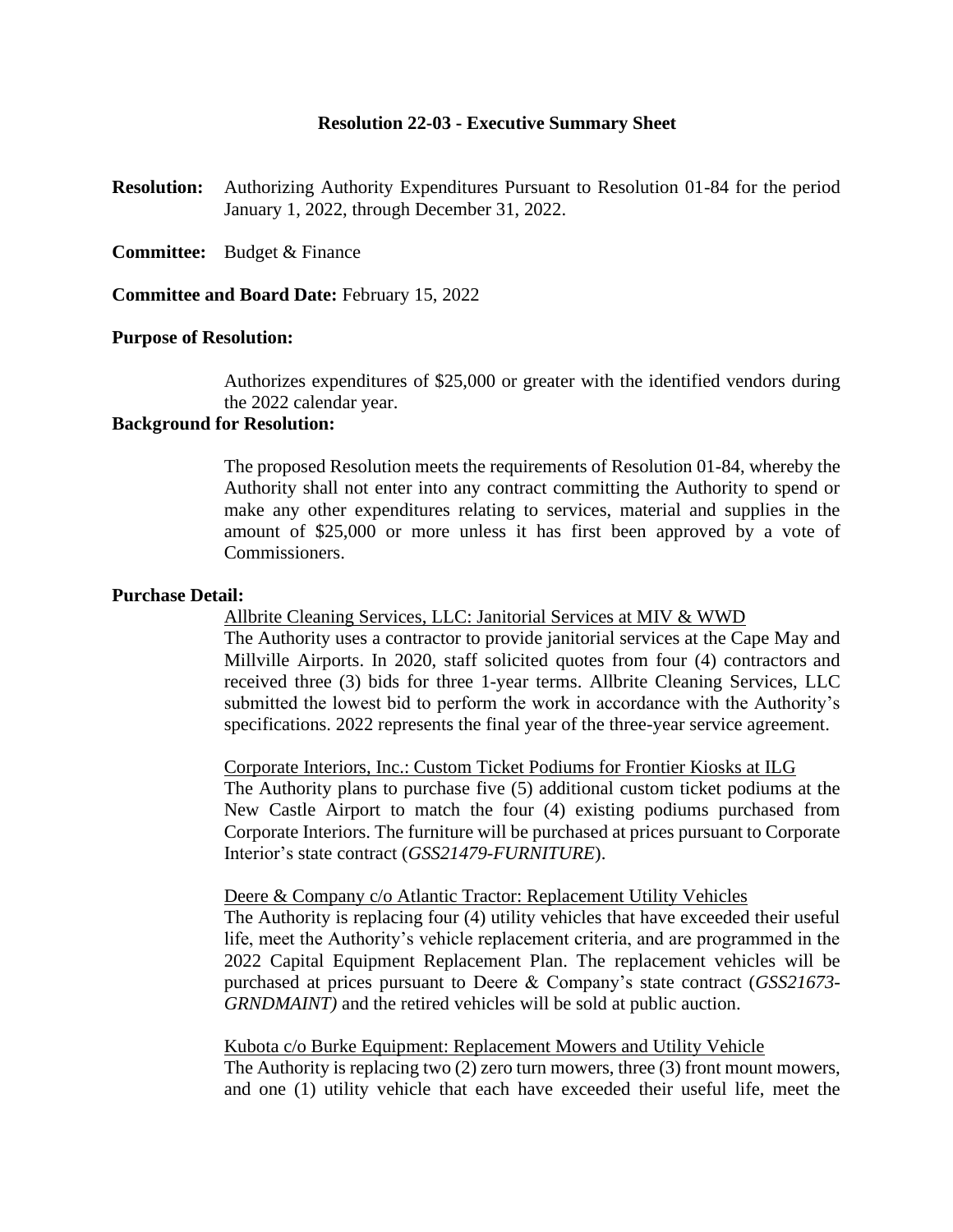### Resolution 22-03 - Executive Summary Sheet

**Resolution:** Authorizing Authority Expenditures Pursuant to Resolution 01-84 for the period January 1, 2022, through December 31, 2022.

**Committee:** Budget & Finance

**Committee and Board Date:** February 15, 2022

**Purpose of Resolution:**

Authorizes expenditures of $25,000 or greater with the identified vendors during the 2022 calendar year.

**Background for Resolution:**

The proposed Resolution meets the requirements of Resolution 01-84, whereby the Authority shall not enter into any contract committing the Authority to spend or make any other expenditures relating to services, material and supplies in the amount of $25,000 or more unless it has first been approved by a vote of Commissioners.

**Purchase Detail:**

<u>Allbrite Cleaning Services, LLC: Janitorial Services at MIV & WWD</u>
The Authority uses a contractor to provide janitorial services at the Cape May and Millville Airports. In 2020, staff solicited quotes from four (4) contractors and received three (3) bids for three 1-year terms. Allbrite Cleaning Services, LLC submitted the lowest bid to perform the work in accordance with the Authority's specifications. 2022 represents the final year of the three-year service agreement.

<u>Corporate Interiors, Inc.: Custom Ticket Podiums for Frontier Kiosks at ILG</u>
The Authority plans to purchase five (5) additional custom ticket podiums at the New Castle Airport to match the four (4) existing podiums purchased from Corporate Interiors. The furniture will be purchased at prices pursuant to Corporate Interior's state contract (*GSS21479-FURNITURE*).

<u>Deere & Company c/o Atlantic Tractor: Replacement Utility Vehicles</u>
The Authority is replacing four (4) utility vehicles that have exceeded their useful life, meet the Authority's vehicle replacement criteria, and are programmed in the 2022 Capital Equipment Replacement Plan. The replacement vehicles will be purchased at prices pursuant to Deere & Company's state contract (*GSS21673-GRNDMAINT)* and the retired vehicles will be sold at public auction.

<u>Kubota c/o Burke Equipment: Replacement Mowers and Utility Vehicle</u>
The Authority is replacing two (2) zero turn mowers, three (3) front mount mowers, and one (1) utility vehicle that each have exceeded their useful life, meet the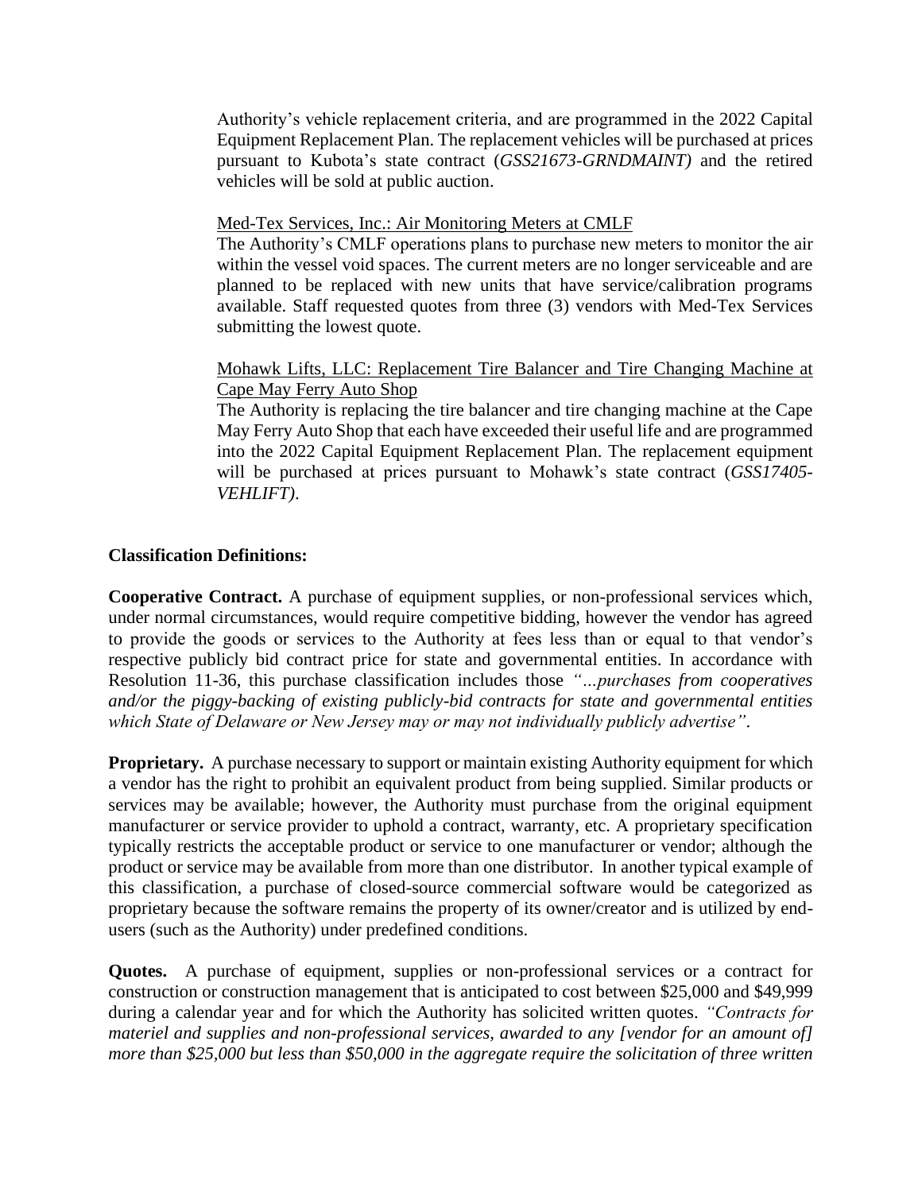Authority's vehicle replacement criteria, and are programmed in the 2022 Capital Equipment Replacement Plan. The replacement vehicles will be purchased at prices pursuant to Kubota's state contract (*GSS21673-GRNDMAINT)* and the retired vehicles will be sold at public auction.

<u>Med-Tex Services, Inc.: Air Monitoring Meters at CMLF</u>
The Authority's CMLF operations plans to purchase new meters to monitor the air within the vessel void spaces. The current meters are no longer serviceable and are planned to be replaced with new units that have service/calibration programs available. Staff requested quotes from three (3) vendors with Med-Tex Services submitting the lowest quote.

<u>Mohawk Lifts, LLC: Replacement Tire Balancer and Tire Changing Machine at Cape May Ferry Auto Shop</u>
The Authority is replacing the tire balancer and tire changing machine at the Cape May Ferry Auto Shop that each have exceeded their useful life and are programmed into the 2022 Capital Equipment Replacement Plan. The replacement equipment will be purchased at prices pursuant to Mohawk's state contract (*GSS17405-VEHLIFT)*.

**Classification Definitions:**

**Cooperative Contract.** A purchase of equipment supplies, or non-professional services which, under normal circumstances, would require competitive bidding, however the vendor has agreed to provide the goods or services to the Authority at fees less than or equal to that vendor's respective publicly bid contract price for state and governmental entities. In accordance with Resolution 11-36, this purchase classification includes those *"…purchases from cooperatives and/or the piggy-backing of existing publicly-bid contracts for state and governmental entities which State of Delaware or New Jersey may or may not individually publicly advertise"*.

**Proprietary.** A purchase necessary to support or maintain existing Authority equipment for which a vendor has the right to prohibit an equivalent product from being supplied. Similar products or services may be available; however, the Authority must purchase from the original equipment manufacturer or service provider to uphold a contract, warranty, etc. A proprietary specification typically restricts the acceptable product or service to one manufacturer or vendor; although the product or service may be available from more than one distributor. In another typical example of this classification, a purchase of closed-source commercial software would be categorized as proprietary because the software remains the property of its owner/creator and is utilized by end-users (such as the Authority) under predefined conditions.

**Quotes.** A purchase of equipment, supplies or non-professional services or a contract for construction or construction management that is anticipated to cost between $25,000 and $49,999 during a calendar year and for which the Authority has solicited written quotes. *"Contracts for materiel and supplies and non-professional services, awarded to any [vendor for an amount of] more than $25,000 but less than $50,000 in the aggregate require the solicitation of three written*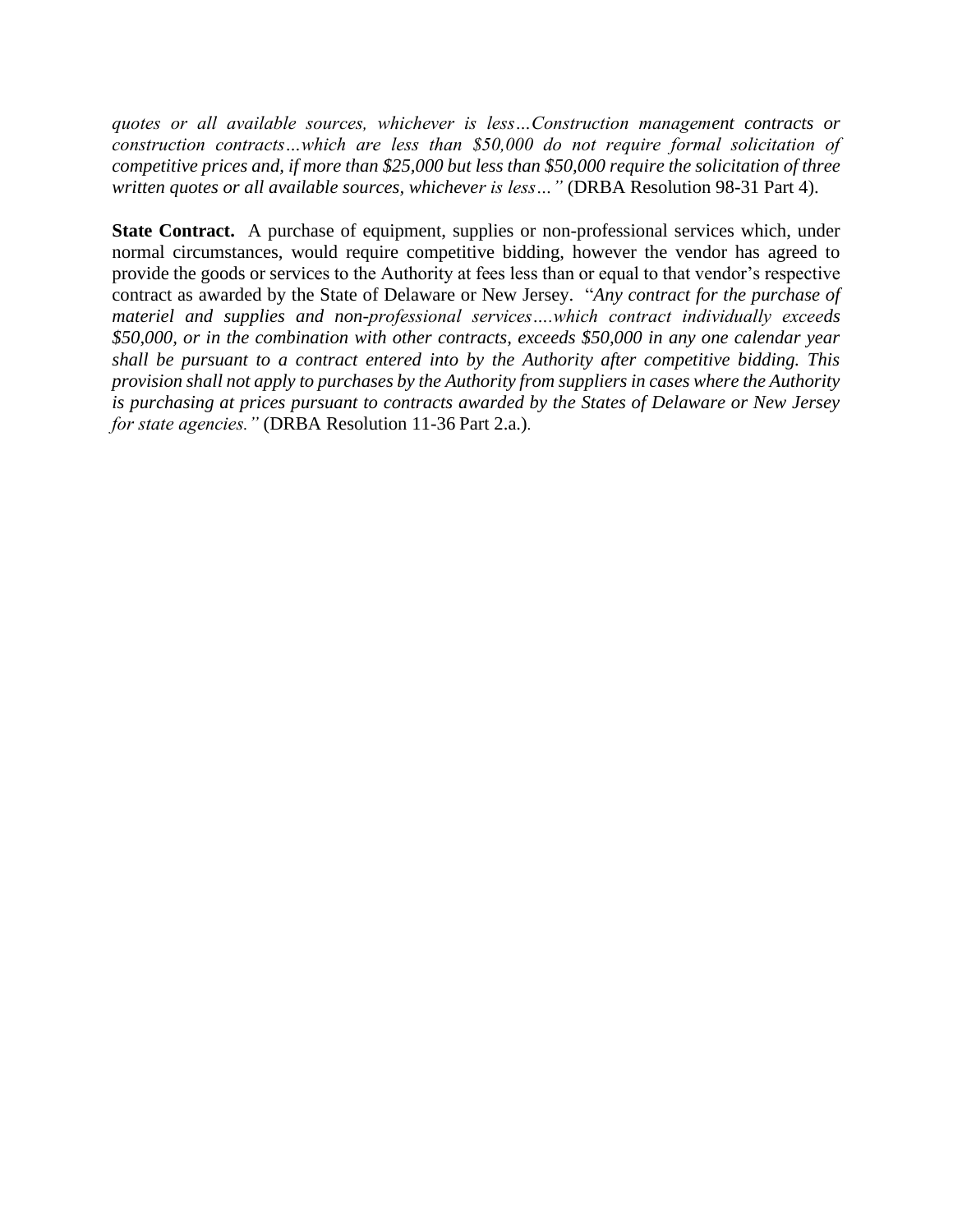*quotes or all available sources, whichever is less…Construction management contracts or construction contracts…which are less than $50,000 do not require formal solicitation of competitive prices and, if more than $25,000 but less than $50,000 require the solicitation of three written quotes or all available sources, whichever is less…"* (DRBA Resolution 98-31 Part 4).

**State Contract.** A purchase of equipment, supplies or non-professional services which, under normal circumstances, would require competitive bidding, however the vendor has agreed to provide the goods or services to the Authority at fees less than or equal to that vendor's respective contract as awarded by the State of Delaware or New Jersey. "*Any contract for the purchase of materiel and supplies and non-professional services….which contract individually exceeds $50,000, or in the combination with other contracts, exceeds $50,000 in any one calendar year shall be pursuant to a contract entered into by the Authority after competitive bidding. This provision shall not apply to purchases by the Authority from suppliers in cases where the Authority is purchasing at prices pursuant to contracts awarded by the States of Delaware or New Jersey for state agencies."* (DRBA Resolution 11-36 Part 2.a.).